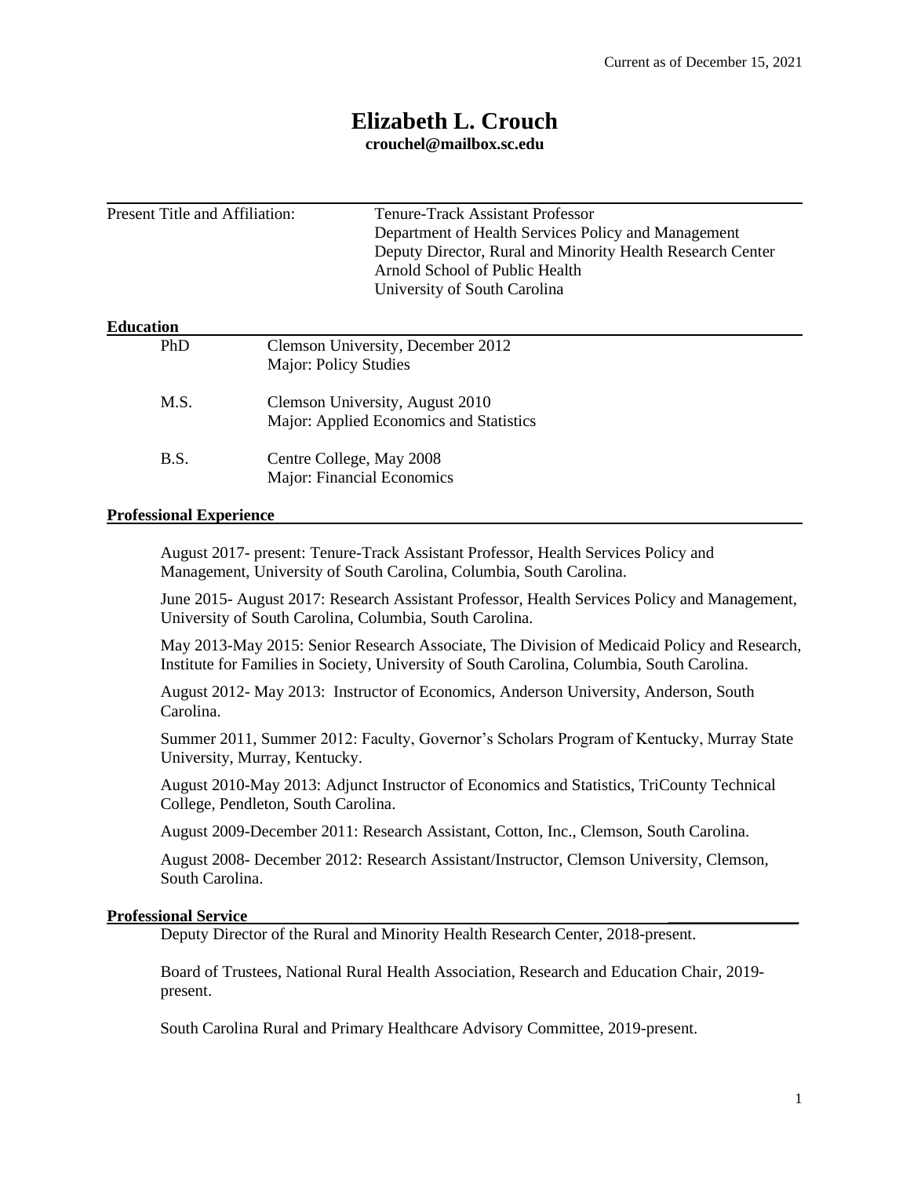Current as of December 15, 2021

# Elizabeth L. Crouch

**crouchel@mailbox.sc.edu**

---

Present Title and Affiliation:

Tenure-Track Assistant Professor
Department of Health Services Policy and Management
Deputy Director, Rural and Minority Health Research Center
Arnold School of Public Health
University of South Carolina

## Education

| | |
|---|---|
| PhD | Clemson University, December 2012<br>Major: Policy Studies |
| M.S. | Clemson University, August 2010<br>Major: Applied Economics and Statistics |
| B.S. | Centre College, May 2008<br>Major: Financial Economics |

## Professional Experience

August 2017- present: Tenure-Track Assistant Professor, Health Services Policy and Management, University of South Carolina, Columbia, South Carolina.

June 2015- August 2017: Research Assistant Professor, Health Services Policy and Management, University of South Carolina, Columbia, South Carolina.

May 2013-May 2015: Senior Research Associate, The Division of Medicaid Policy and Research, Institute for Families in Society, University of South Carolina, Columbia, South Carolina.

August 2012- May 2013: Instructor of Economics, Anderson University, Anderson, South Carolina.

Summer 2011, Summer 2012: Faculty, Governor's Scholars Program of Kentucky, Murray State University, Murray, Kentucky.

August 2010-May 2013: Adjunct Instructor of Economics and Statistics, TriCounty Technical College, Pendleton, South Carolina.

August 2009-December 2011: Research Assistant, Cotton, Inc., Clemson, South Carolina.

August 2008- December 2012: Research Assistant/Instructor, Clemson University, Clemson, South Carolina.

## Professional Service

Deputy Director of the Rural and Minority Health Research Center, 2018-present.

Board of Trustees, National Rural Health Association, Research and Education Chair, 2019-present.

South Carolina Rural and Primary Healthcare Advisory Committee, 2019-present.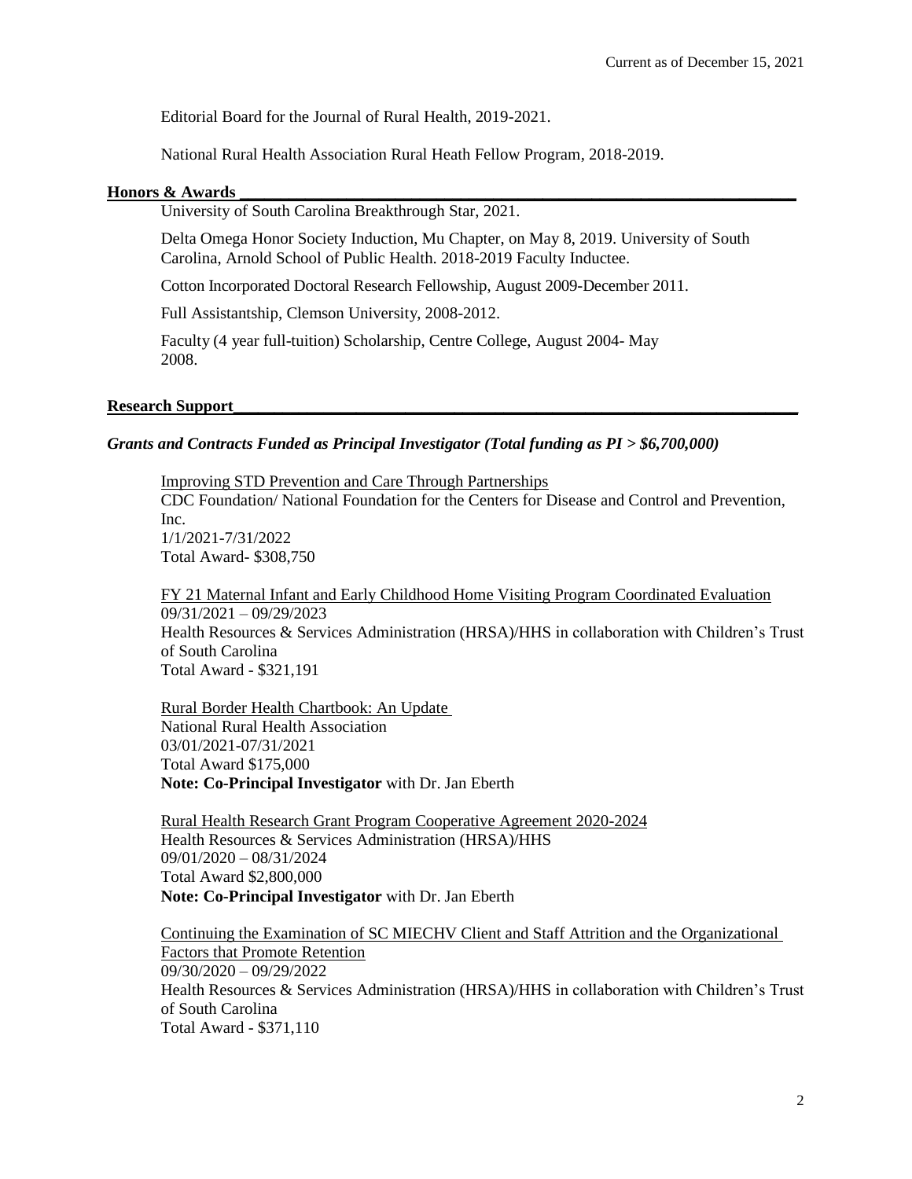Editorial Board for the Journal of Rural Health, 2019-2021.

National Rural Health Association Rural Heath Fellow Program, 2018-2019.

## Honors & Awards

University of South Carolina Breakthrough Star, 2021.

Delta Omega Honor Society Induction, Mu Chapter, on May 8, 2019. University of South Carolina, Arnold School of Public Health. 2018-2019 Faculty Inductee.

Cotton Incorporated Doctoral Research Fellowship, August 2009-December 2011.

Full Assistantship, Clemson University, 2008-2012.

Faculty (4 year full-tuition) Scholarship, Centre College, August 2004- May 2008.

## Research Support

***Grants and Contracts Funded as Principal Investigator (Total funding as PI > $6,700,000)***

Improving STD Prevention and Care Through Partnerships
CDC Foundation/ National Foundation for the Centers for Disease and Control and Prevention, Inc.
1/1/2021-7/31/2022
Total Award- $308,750

FY 21 Maternal Infant and Early Childhood Home Visiting Program Coordinated Evaluation
09/31/2021 – 09/29/2023
Health Resources & Services Administration (HRSA)/HHS in collaboration with Children's Trust of South Carolina
Total Award - $321,191

Rural Border Health Chartbook: An Update
National Rural Health Association
03/01/2021-07/31/2021
Total Award $175,000
**Note: Co-Principal Investigator** with Dr. Jan Eberth

Rural Health Research Grant Program Cooperative Agreement 2020-2024
Health Resources & Services Administration (HRSA)/HHS
09/01/2020 – 08/31/2024
Total Award $2,800,000
**Note: Co-Principal Investigator** with Dr. Jan Eberth

Continuing the Examination of SC MIECHV Client and Staff Attrition and the Organizational Factors that Promote Retention
09/30/2020 – 09/29/2022
Health Resources & Services Administration (HRSA)/HHS in collaboration with Children's Trust of South Carolina
Total Award - $371,110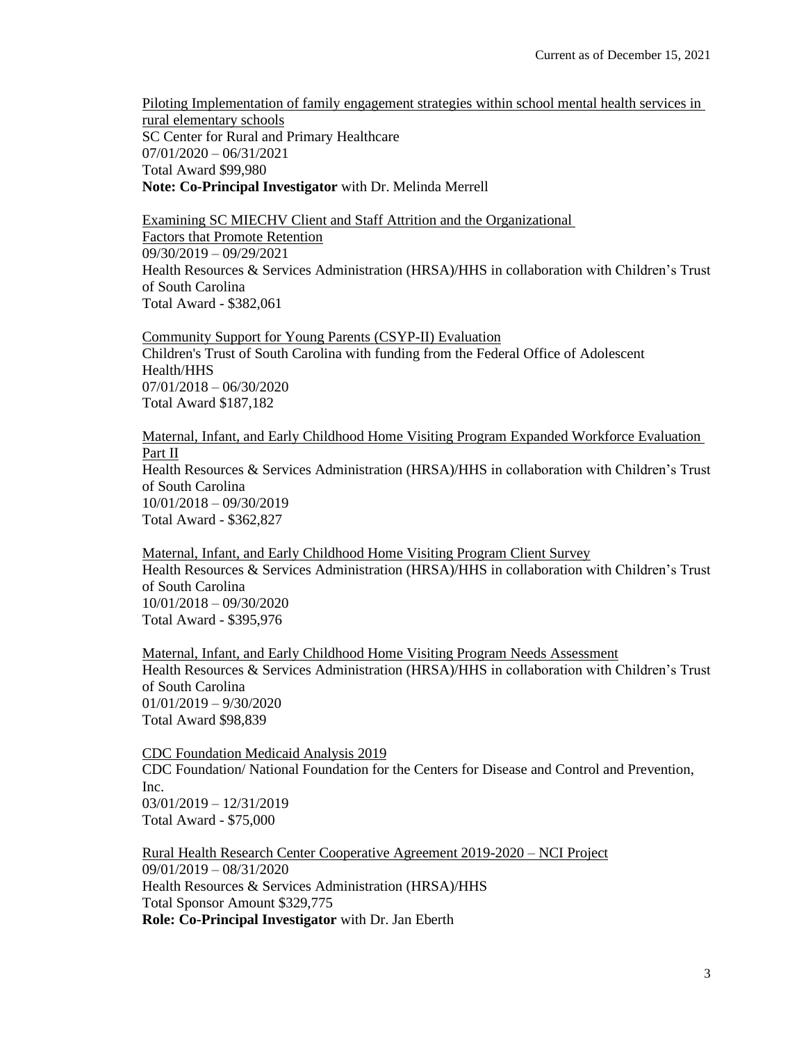Piloting Implementation of family engagement strategies within school mental health services in rural elementary schools
SC Center for Rural and Primary Healthcare
07/01/2020 – 06/31/2021
Total Award $99,980
**Note: Co-Principal Investigator** with Dr. Melinda Merrell

Examining SC MIECHV Client and Staff Attrition and the Organizational Factors that Promote Retention
09/30/2019 – 09/29/2021
Health Resources & Services Administration (HRSA)/HHS in collaboration with Children's Trust of South Carolina
Total Award - $382,061

Community Support for Young Parents (CSYP-II) Evaluation
Children's Trust of South Carolina with funding from the Federal Office of Adolescent Health/HHS
07/01/2018 – 06/30/2020
Total Award $187,182

Maternal, Infant, and Early Childhood Home Visiting Program Expanded Workforce Evaluation Part II
Health Resources & Services Administration (HRSA)/HHS in collaboration with Children's Trust of South Carolina
10/01/2018 – 09/30/2019
Total Award - $362,827

Maternal, Infant, and Early Childhood Home Visiting Program Client Survey
Health Resources & Services Administration (HRSA)/HHS in collaboration with Children's Trust of South Carolina
10/01/2018 – 09/30/2020
Total Award - $395,976

Maternal, Infant, and Early Childhood Home Visiting Program Needs Assessment
Health Resources & Services Administration (HRSA)/HHS in collaboration with Children's Trust of South Carolina
01/01/2019 – 9/30/2020
Total Award $98,839

CDC Foundation Medicaid Analysis 2019
CDC Foundation/ National Foundation for the Centers for Disease and Control and Prevention, Inc.
03/01/2019 – 12/31/2019
Total Award - $75,000

Rural Health Research Center Cooperative Agreement 2019-2020 – NCI Project
09/01/2019 – 08/31/2020
Health Resources & Services Administration (HRSA)/HHS
Total Sponsor Amount $329,775
**Role: Co-Principal Investigator** with Dr. Jan Eberth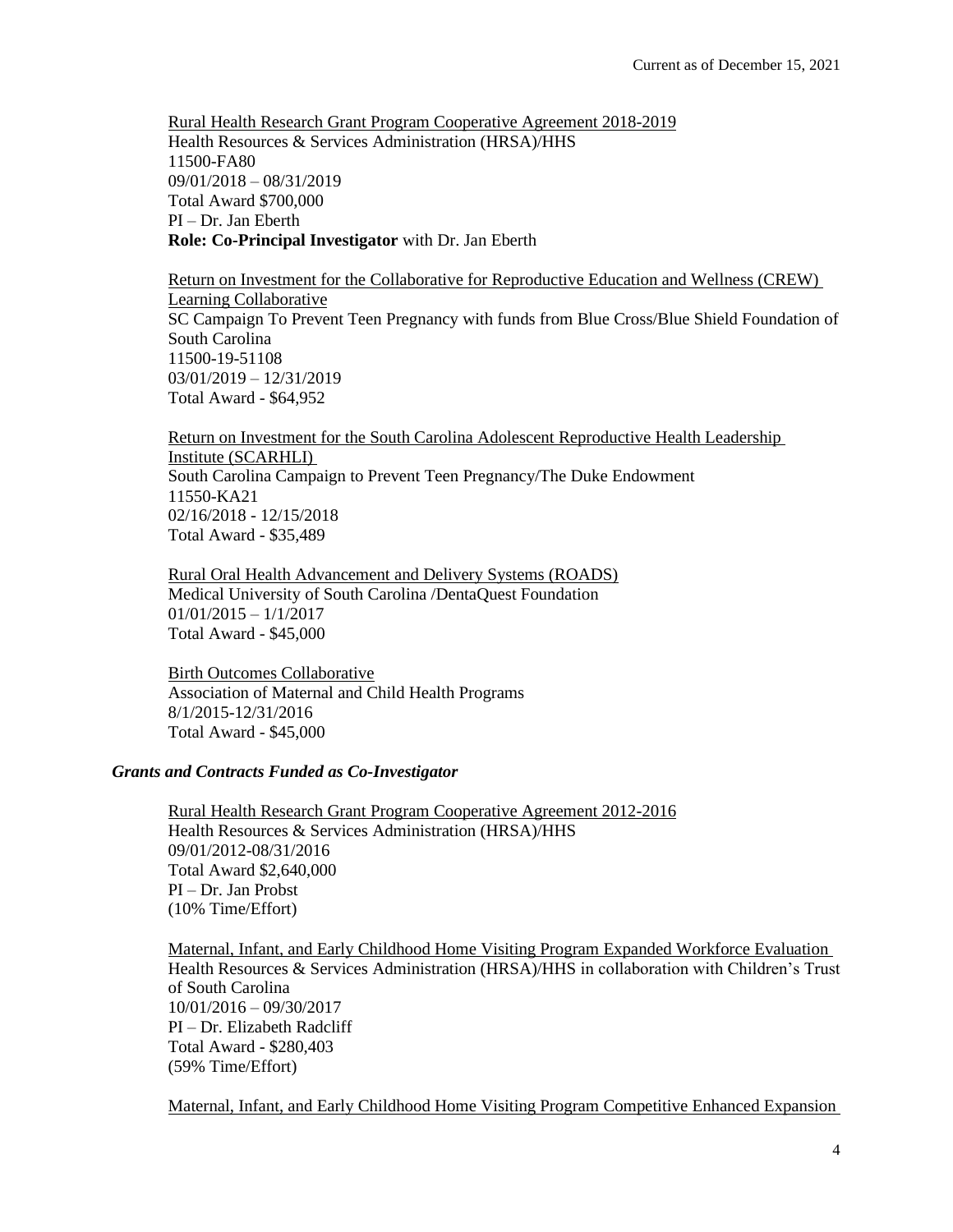Rural Health Research Grant Program Cooperative Agreement 2018-2019
Health Resources & Services Administration (HRSA)/HHS
11500-FA80
09/01/2018 – 08/31/2019
Total Award $700,000
PI – Dr. Jan Eberth
**Role: Co-Principal Investigator** with Dr. Jan Eberth

Return on Investment for the Collaborative for Reproductive Education and Wellness (CREW) Learning Collaborative
SC Campaign To Prevent Teen Pregnancy with funds from Blue Cross/Blue Shield Foundation of South Carolina
11500-19-51108
03/01/2019 – 12/31/2019
Total Award - $64,952

Return on Investment for the South Carolina Adolescent Reproductive Health Leadership Institute (SCARHLI)
South Carolina Campaign to Prevent Teen Pregnancy/The Duke Endowment
11550-KA21
02/16/2018 - 12/15/2018
Total Award - $35,489

Rural Oral Health Advancement and Delivery Systems (ROADS)
Medical University of South Carolina /DentaQuest Foundation
01/01/2015 – 1/1/2017
Total Award - $45,000

Birth Outcomes Collaborative
Association of Maternal and Child Health Programs
8/1/2015-12/31/2016
Total Award - $45,000

### *Grants and Contracts Funded as Co-Investigator*

Rural Health Research Grant Program Cooperative Agreement 2012-2016
Health Resources & Services Administration (HRSA)/HHS
09/01/2012-08/31/2016
Total Award $2,640,000
PI – Dr. Jan Probst
(10% Time/Effort)

Maternal, Infant, and Early Childhood Home Visiting Program Expanded Workforce Evaluation
Health Resources & Services Administration (HRSA)/HHS in collaboration with Children's Trust of South Carolina
10/01/2016 – 09/30/2017
PI – Dr. Elizabeth Radcliff
Total Award - $280,403
(59% Time/Effort)

Maternal, Infant, and Early Childhood Home Visiting Program Competitive Enhanced Expansion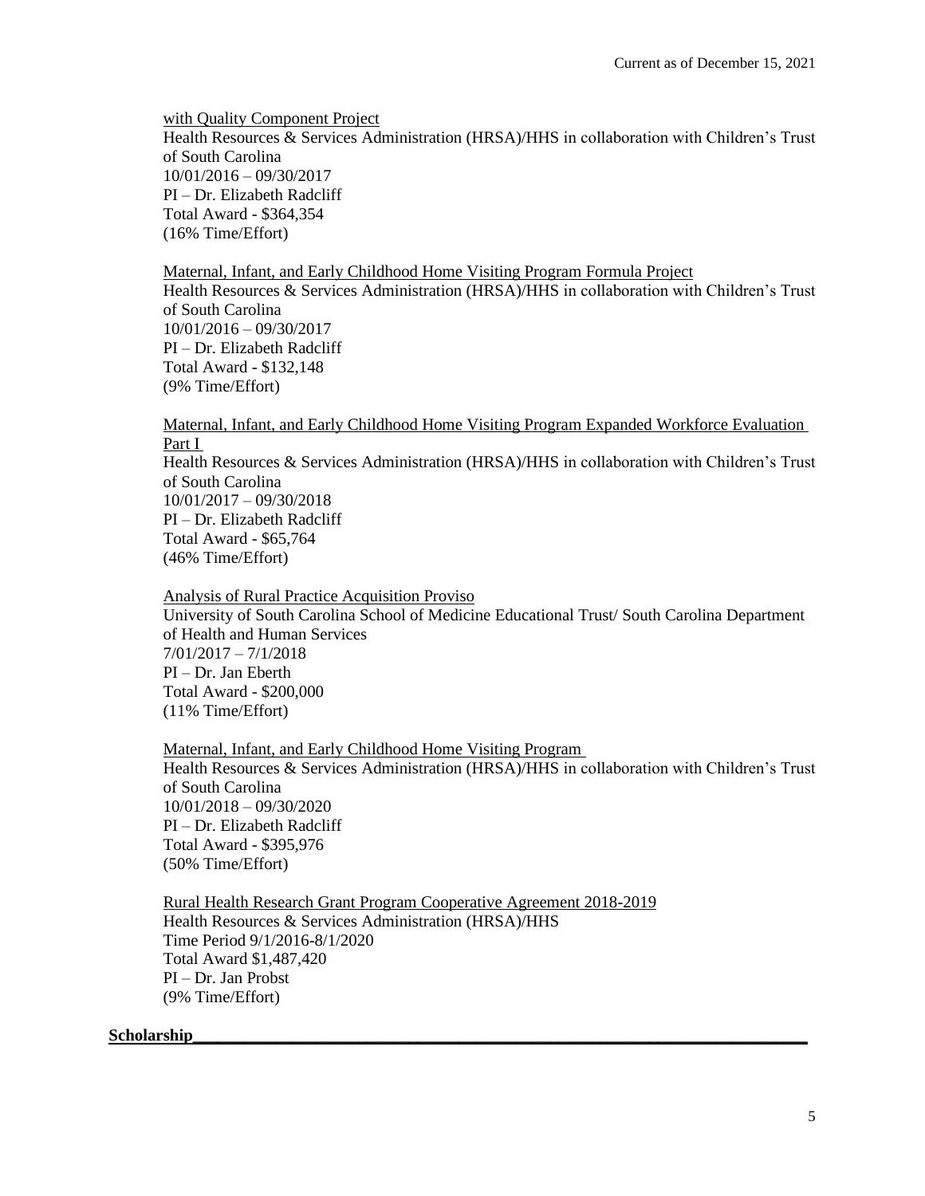with Quality Component Project
Health Resources & Services Administration (HRSA)/HHS in collaboration with Children's Trust of South Carolina
10/01/2016 – 09/30/2017
PI – Dr. Elizabeth Radcliff
Total Award - $364,354
(16% Time/Effort)

Maternal, Infant, and Early Childhood Home Visiting Program Formula Project
Health Resources & Services Administration (HRSA)/HHS in collaboration with Children's Trust of South Carolina
10/01/2016 – 09/30/2017
PI – Dr. Elizabeth Radcliff
Total Award - $132,148
(9% Time/Effort)

Maternal, Infant, and Early Childhood Home Visiting Program Expanded Workforce Evaluation Part I
Health Resources & Services Administration (HRSA)/HHS in collaboration with Children's Trust of South Carolina
10/01/2017 – 09/30/2018
PI – Dr. Elizabeth Radcliff
Total Award - $65,764
(46% Time/Effort)

Analysis of Rural Practice Acquisition Proviso
University of South Carolina School of Medicine Educational Trust/ South Carolina Department of Health and Human Services
7/01/2017 – 7/1/2018
PI – Dr. Jan Eberth
Total Award - $200,000
(11% Time/Effort)

Maternal, Infant, and Early Childhood Home Visiting Program
Health Resources & Services Administration (HRSA)/HHS in collaboration with Children's Trust of South Carolina
10/01/2018 – 09/30/2020
PI – Dr. Elizabeth Radcliff
Total Award - $395,976
(50% Time/Effort)

Rural Health Research Grant Program Cooperative Agreement 2018-2019
Health Resources & Services Administration (HRSA)/HHS
Time Period 9/1/2016-8/1/2020
Total Award $1,487,420
PI – Dr. Jan Probst
(9% Time/Effort)

## Scholarship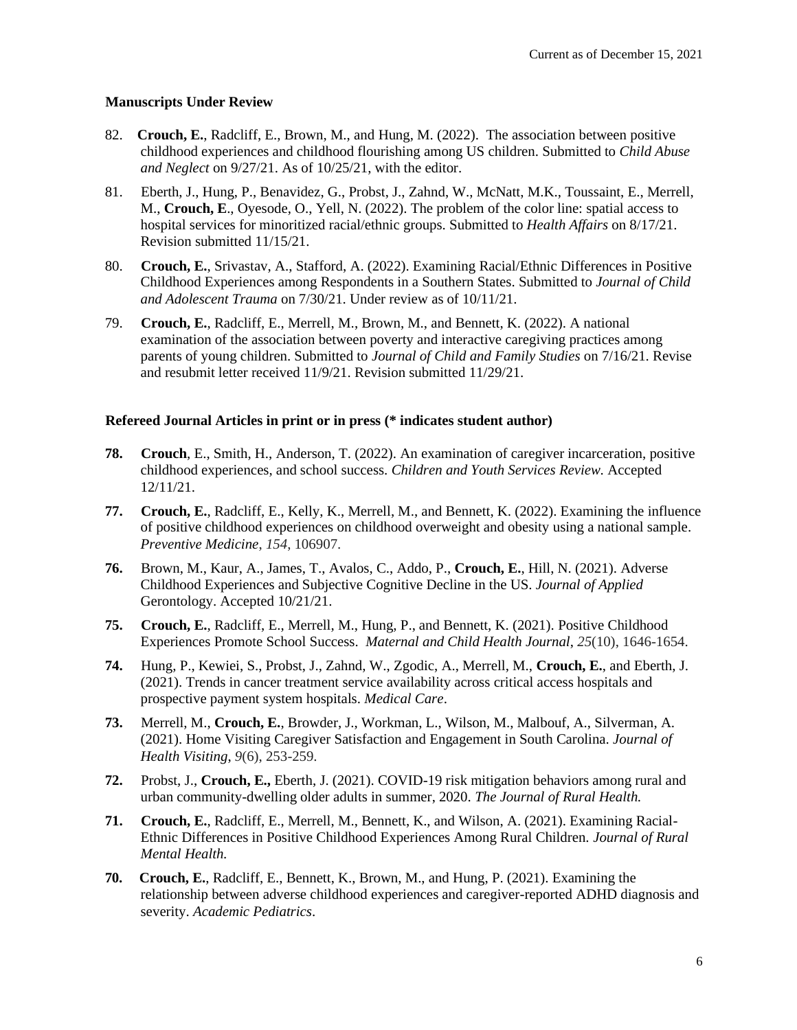### Manuscripts Under Review

82. **Crouch, E.**, Radcliff, E., Brown, M., and Hung, M. (2022). The association between positive childhood experiences and childhood flourishing among US children. Submitted to *Child Abuse and Neglect* on 9/27/21. As of 10/25/21, with the editor.

81. Eberth, J., Hung, P., Benavidez, G., Probst, J., Zahnd, W., McNatt, M.K., Toussaint, E., Merrell, M., **Crouch, E**., Oyesode, O., Yell, N. (2022). The problem of the color line: spatial access to hospital services for minoritized racial/ethnic groups. Submitted to *Health Affairs* on 8/17/21. Revision submitted 11/15/21.

80. **Crouch, E.**, Srivastav, A., Stafford, A. (2022). Examining Racial/Ethnic Differences in Positive Childhood Experiences among Respondents in a Southern States. Submitted to *Journal of Child and Adolescent Trauma* on 7/30/21. Under review as of 10/11/21.

79. **Crouch, E.**, Radcliff, E., Merrell, M., Brown, M., and Bennett, K. (2022). A national examination of the association between poverty and interactive caregiving practices among parents of young children. Submitted to *Journal of Child and Family Studies* on 7/16/21. Revise and resubmit letter received 11/9/21. Revision submitted 11/29/21.

### Refereed Journal Articles in print or in press (* indicates student author)

**78.** **Crouch**, E., Smith, H., Anderson, T. (2022). An examination of caregiver incarceration, positive childhood experiences, and school success. *Children and Youth Services Review.* Accepted 12/11/21.

**77.** **Crouch, E.**, Radcliff, E., Kelly, K., Merrell, M., and Bennett, K. (2022). Examining the influence of positive childhood experiences on childhood overweight and obesity using a national sample. *Preventive Medicine*, *154*, 106907.

**76.** Brown, M., Kaur, A., James, T., Avalos, C., Addo, P., **Crouch, E.**, Hill, N. (2021). Adverse Childhood Experiences and Subjective Cognitive Decline in the US. *Journal of Applied* Gerontology. Accepted 10/21/21.

**75.** **Crouch, E.**, Radcliff, E., Merrell, M., Hung, P., and Bennett, K. (2021). Positive Childhood Experiences Promote School Success. *Maternal and Child Health Journal*, *25*(10), 1646-1654.

**74.** Hung, P., Kewiei, S., Probst, J., Zahnd, W., Zgodic, A., Merrell, M., **Crouch, E.**, and Eberth, J. (2021). Trends in cancer treatment service availability across critical access hospitals and prospective payment system hospitals. *Medical Care*.

**73.** Merrell, M., **Crouch, E.**, Browder, J., Workman, L., Wilson, M., Malbouf, A., Silverman, A. (2021). Home Visiting Caregiver Satisfaction and Engagement in South Carolina. *Journal of Health Visiting*, *9*(6), 253-259.

**72.** Probst, J., **Crouch, E.,** Eberth, J. (2021). COVID-19 risk mitigation behaviors among rural and urban community-dwelling older adults in summer, 2020. *The Journal of Rural Health.*

**71.** **Crouch, E.**, Radcliff, E., Merrell, M., Bennett, K., and Wilson, A. (2021). Examining Racial-Ethnic Differences in Positive Childhood Experiences Among Rural Children. *Journal of Rural Mental Health.*

**70.** **Crouch, E.**, Radcliff, E., Bennett, K., Brown, M., and Hung, P. (2021). Examining the relationship between adverse childhood experiences and caregiver-reported ADHD diagnosis and severity. *Academic Pediatrics*.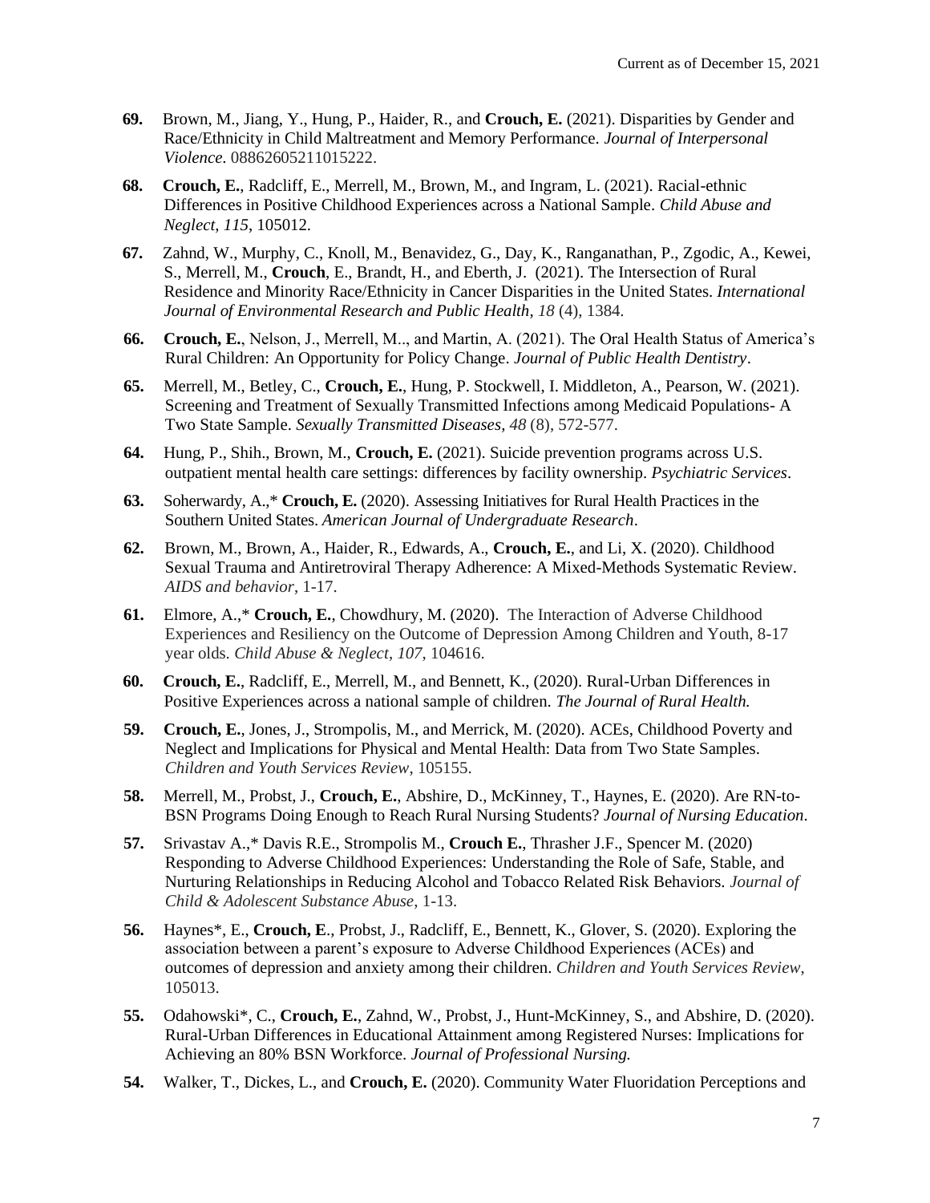**69.** Brown, M., Jiang, Y., Hung, P., Haider, R., and **Crouch, E.** (2021). Disparities by Gender and Race/Ethnicity in Child Maltreatment and Memory Performance. *Journal of Interpersonal Violence*. 08862605211015222.

**68.** **Crouch, E.**, Radcliff, E., Merrell, M., Brown, M., and Ingram, L. (2021). Racial-ethnic Differences in Positive Childhood Experiences across a National Sample. *Child Abuse and Neglect*, *115*, 105012.

**67.** Zahnd, W., Murphy, C., Knoll, M., Benavidez, G., Day, K., Ranganathan, P., Zgodic, A., Kewei, S., Merrell, M., **Crouch**, E., Brandt, H., and Eberth, J. (2021). The Intersection of Rural Residence and Minority Race/Ethnicity in Cancer Disparities in the United States. *International Journal of Environmental Research and Public Health*, *18* (4), 1384.

**66.** **Crouch, E.**, Nelson, J., Merrell, M.., and Martin, A. (2021). The Oral Health Status of America's Rural Children: An Opportunity for Policy Change. *Journal of Public Health Dentistry*.

**65.** Merrell, M., Betley, C., **Crouch, E.**, Hung, P. Stockwell, I. Middleton, A., Pearson, W. (2021). Screening and Treatment of Sexually Transmitted Infections among Medicaid Populations- A Two State Sample. *Sexually Transmitted Diseases*, *48* (8), 572-577.

**64.** Hung, P., Shih., Brown, M., **Crouch, E.** (2021). Suicide prevention programs across U.S. outpatient mental health care settings: differences by facility ownership. *Psychiatric Services*.

**63.** Soherwardy, A.,* **Crouch, E.** (2020). Assessing Initiatives for Rural Health Practices in the Southern United States. *American Journal of Undergraduate Research*.

**62.** Brown, M., Brown, A., Haider, R., Edwards, A., **Crouch, E.**, and Li, X. (2020). Childhood Sexual Trauma and Antiretroviral Therapy Adherence: A Mixed-Methods Systematic Review. *AIDS and behavior*, 1-17.

**61.** Elmore, A.,* **Crouch, E.**, Chowdhury, M. (2020). The Interaction of Adverse Childhood Experiences and Resiliency on the Outcome of Depression Among Children and Youth, 8-17 year olds. *Child Abuse & Neglect*, *107*, 104616.

**60.** **Crouch, E.**, Radcliff, E., Merrell, M., and Bennett, K., (2020). Rural-Urban Differences in Positive Experiences across a national sample of children. *The Journal of Rural Health.*

**59.** **Crouch, E.**, Jones, J., Strompolis, M., and Merrick, M. (2020). ACEs, Childhood Poverty and Neglect and Implications for Physical and Mental Health: Data from Two State Samples. *Children and Youth Services Review*, 105155.

**58.** Merrell, M., Probst, J., **Crouch, E.**, Abshire, D., McKinney, T., Haynes, E. (2020). Are RN-to-BSN Programs Doing Enough to Reach Rural Nursing Students? *Journal of Nursing Education*.

**57.** Srivastav A.,* Davis R.E., Strompolis M., **Crouch E.**, Thrasher J.F., Spencer M. (2020) Responding to Adverse Childhood Experiences: Understanding the Role of Safe, Stable, and Nurturing Relationships in Reducing Alcohol and Tobacco Related Risk Behaviors. *Journal of Child & Adolescent Substance Abuse*, 1-13.

**56.** Haynes*, E., **Crouch, E**., Probst, J., Radcliff, E., Bennett, K., Glover, S. (2020). Exploring the association between a parent's exposure to Adverse Childhood Experiences (ACEs) and outcomes of depression and anxiety among their children. *Children and Youth Services Review*, 105013.

**55.** Odahowski*, C., **Crouch, E.**, Zahnd, W., Probst, J., Hunt-McKinney, S., and Abshire, D. (2020). Rural-Urban Differences in Educational Attainment among Registered Nurses: Implications for Achieving an 80% BSN Workforce. *Journal of Professional Nursing.*

**54.** Walker, T., Dickes, L., and **Crouch, E.** (2020). Community Water Fluoridation Perceptions and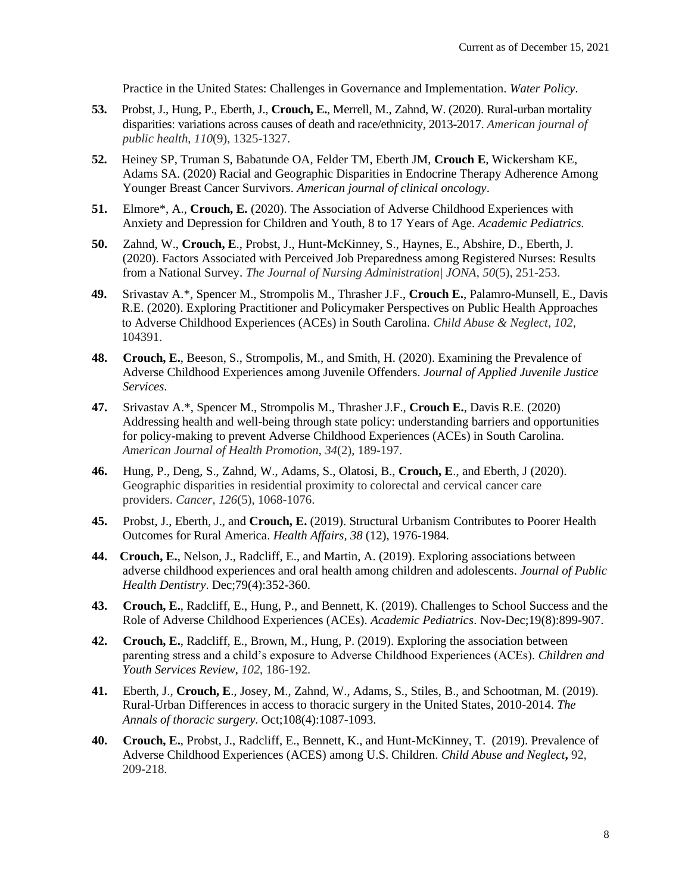Practice in the United States: Challenges in Governance and Implementation. *Water Policy*.

**53.** Probst, J., Hung, P., Eberth, J., **Crouch, E.**, Merrell, M., Zahnd, W. (2020). Rural-urban mortality disparities: variations across causes of death and race/ethnicity, 2013-2017. *American journal of public health*, *110*(9), 1325-1327.

**52.** Heiney SP, Truman S, Babatunde OA, Felder TM, Eberth JM, **Crouch E**, Wickersham KE, Adams SA. (2020) Racial and Geographic Disparities in Endocrine Therapy Adherence Among Younger Breast Cancer Survivors. *American journal of clinical oncology*.

**51.** Elmore*, A., **Crouch, E.** (2020). The Association of Adverse Childhood Experiences with Anxiety and Depression for Children and Youth, 8 to 17 Years of Age. *Academic Pediatrics*.

**50.** Zahnd, W., **Crouch, E**., Probst, J., Hunt-McKinney, S., Haynes, E., Abshire, D., Eberth, J. (2020). Factors Associated with Perceived Job Preparedness among Registered Nurses: Results from a National Survey. *The Journal of Nursing Administration| JONA*, *50*(5), 251-253.

**49.** Srivastav A.*, Spencer M., Strompolis M., Thrasher J.F., **Crouch E.**, Palamro-Munsell, E., Davis R.E. (2020). Exploring Practitioner and Policymaker Perspectives on Public Health Approaches to Adverse Childhood Experiences (ACEs) in South Carolina. *Child Abuse & Neglect*, *102*, 104391.

**48.** **Crouch, E.**, Beeson, S., Strompolis, M., and Smith, H. (2020). Examining the Prevalence of Adverse Childhood Experiences among Juvenile Offenders. *Journal of Applied Juvenile Justice Services*.

**47.** Srivastav A.*, Spencer M., Strompolis M., Thrasher J.F., **Crouch E.**, Davis R.E. (2020) Addressing health and well-being through state policy: understanding barriers and opportunities for policy-making to prevent Adverse Childhood Experiences (ACEs) in South Carolina. *American Journal of Health Promotion*, *34*(2), 189-197.

**46.** Hung, P., Deng, S., Zahnd, W., Adams, S., Olatosi, B., **Crouch, E**., and Eberth, J (2020). Geographic disparities in residential proximity to colorectal and cervical cancer care providers. *Cancer*, *126*(5), 1068-1076.

**45.** Probst, J., Eberth, J., and **Crouch, E.** (2019). Structural Urbanism Contributes to Poorer Health Outcomes for Rural America. *Health Affairs*, *38* (12), 1976-1984.

**44.** **Crouch, E.**, Nelson, J., Radcliff, E., and Martin, A. (2019). Exploring associations between adverse childhood experiences and oral health among children and adolescents. *Journal of Public Health Dentistry*. Dec;79(4):352-360.

**43.** **Crouch, E.**, Radcliff, E., Hung, P., and Bennett, K. (2019). Challenges to School Success and the Role of Adverse Childhood Experiences (ACEs). *Academic Pediatrics*. Nov-Dec;19(8):899-907.

**42.** **Crouch, E.**, Radcliff, E., Brown, M., Hung, P. (2019). Exploring the association between parenting stress and a child's exposure to Adverse Childhood Experiences (ACEs). *Children and Youth Services Review*, *102*, 186-192.

**41.** Eberth, J., **Crouch, E**., Josey, M., Zahnd, W., Adams, S., Stiles, B., and Schootman, M. (2019). Rural-Urban Differences in access to thoracic surgery in the United States, 2010-2014. *The Annals of thoracic surgery*. Oct;108(4):1087-1093.

**40.** **Crouch, E.**, Probst, J., Radcliff, E., Bennett, K., and Hunt-McKinney, T. (2019). Prevalence of Adverse Childhood Experiences (ACES) among U.S. Children. *Child Abuse and Neglect***,** 92, 209-218.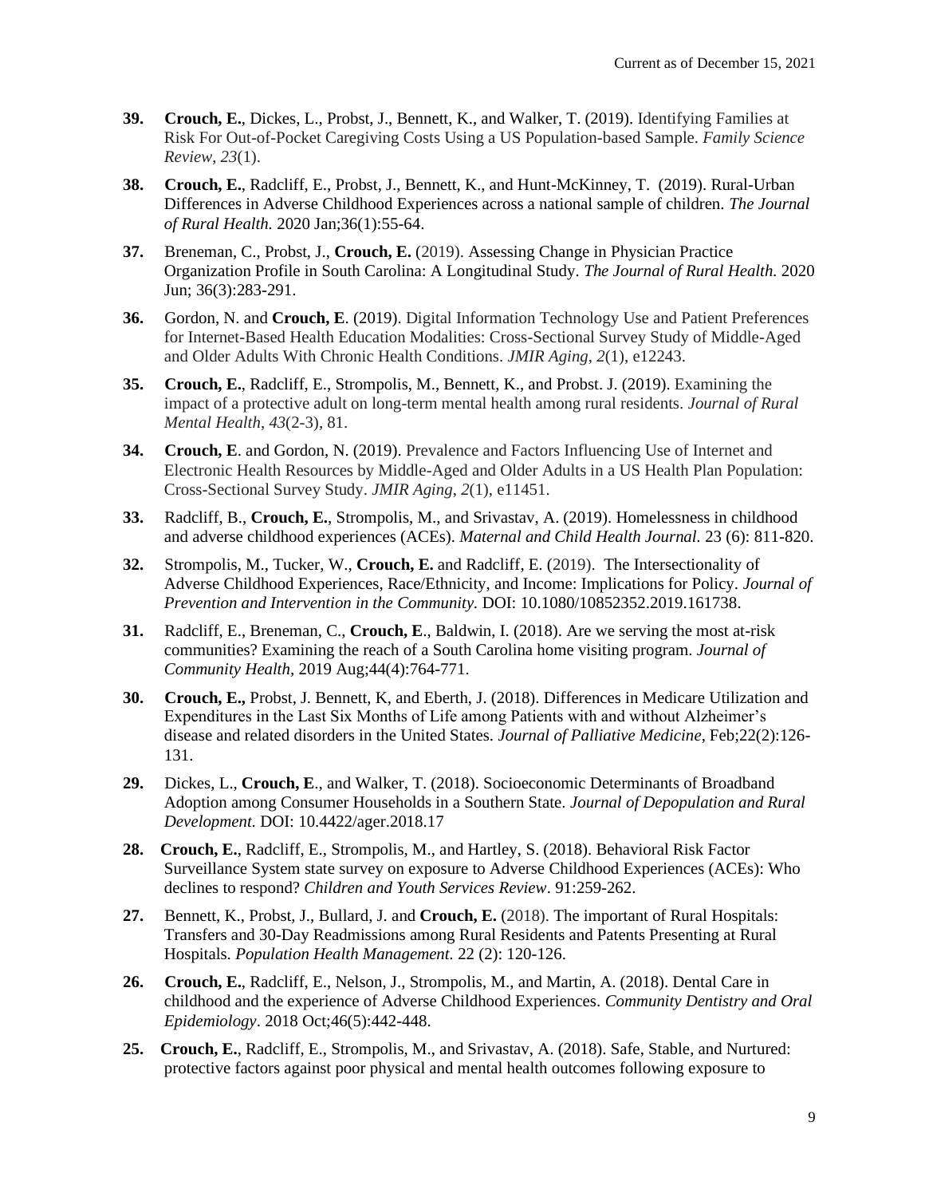**39.** **Crouch, E.**, Dickes, L., Probst, J., Bennett, K., and Walker, T. (2019). Identifying Families at Risk For Out-of-Pocket Caregiving Costs Using a US Population-based Sample. *Family Science Review*, *23*(1).

**38.** **Crouch, E.**, Radcliff, E., Probst, J., Bennett, K., and Hunt-McKinney, T. (2019). Rural-Urban Differences in Adverse Childhood Experiences across a national sample of children. *The Journal of Rural Health.* 2020 Jan;36(1):55-64.

**37.** Breneman, C., Probst, J., **Crouch, E.** (2019). Assessing Change in Physician Practice Organization Profile in South Carolina: A Longitudinal Study. *The Journal of Rural Health.* 2020 Jun; 36(3):283-291.

**36.** Gordon, N. and **Crouch, E**. (2019). Digital Information Technology Use and Patient Preferences for Internet-Based Health Education Modalities: Cross-Sectional Survey Study of Middle-Aged and Older Adults With Chronic Health Conditions. *JMIR Aging*, *2*(1), e12243.

**35.** **Crouch, E.**, Radcliff, E., Strompolis, M., Bennett, K., and Probst. J. (2019). Examining the impact of a protective adult on long-term mental health among rural residents. *Journal of Rural Mental Health*, *43*(2-3), 81.

**34.** **Crouch, E**. and Gordon, N. (2019). Prevalence and Factors Influencing Use of Internet and Electronic Health Resources by Middle-Aged and Older Adults in a US Health Plan Population: Cross-Sectional Survey Study. *JMIR Aging*, *2*(1), e11451.

**33.** Radcliff, B., **Crouch, E.**, Strompolis, M., and Srivastav, A. (2019). Homelessness in childhood and adverse childhood experiences (ACEs). *Maternal and Child Health Journal.* 23 (6): 811-820.

**32.** Strompolis, M., Tucker, W., **Crouch, E.** and Radcliff, E. (2019). The Intersectionality of Adverse Childhood Experiences, Race/Ethnicity, and Income: Implications for Policy. *Journal of Prevention and Intervention in the Community.* DOI: 10.1080/10852352.2019.161738.

**31.** Radcliff, E., Breneman, C., **Crouch, E**., Baldwin, I. (2018). Are we serving the most at-risk communities? Examining the reach of a South Carolina home visiting program. *Journal of Community Health*, 2019 Aug;44(4):764-771.

**30.** **Crouch, E.,** Probst, J. Bennett, K, and Eberth, J. (2018). Differences in Medicare Utilization and Expenditures in the Last Six Months of Life among Patients with and without Alzheimer's disease and related disorders in the United States. *Journal of Palliative Medicine*, Feb;22(2):126-131.

**29.** Dickes, L., **Crouch, E**., and Walker, T. (2018). Socioeconomic Determinants of Broadband Adoption among Consumer Households in a Southern State. *Journal of Depopulation and Rural Development.* DOI: 10.4422/ager.2018.17

**28.** **Crouch, E.**, Radcliff, E., Strompolis, M., and Hartley, S. (2018). Behavioral Risk Factor Surveillance System state survey on exposure to Adverse Childhood Experiences (ACEs): Who declines to respond? *Children and Youth Services Review*. 91:259-262.

**27.** Bennett, K., Probst, J., Bullard, J. and **Crouch, E.** (2018). The important of Rural Hospitals: Transfers and 30-Day Readmissions among Rural Residents and Patents Presenting at Rural Hospitals. *Population Health Management.* 22 (2): 120-126.

**26.** **Crouch, E.**, Radcliff, E., Nelson, J., Strompolis, M., and Martin, A. (2018). Dental Care in childhood and the experience of Adverse Childhood Experiences. *Community Dentistry and Oral Epidemiology*. 2018 Oct;46(5):442-448.

**25.** **Crouch, E.**, Radcliff, E., Strompolis, M., and Srivastav, A. (2018). Safe, Stable, and Nurtured: protective factors against poor physical and mental health outcomes following exposure to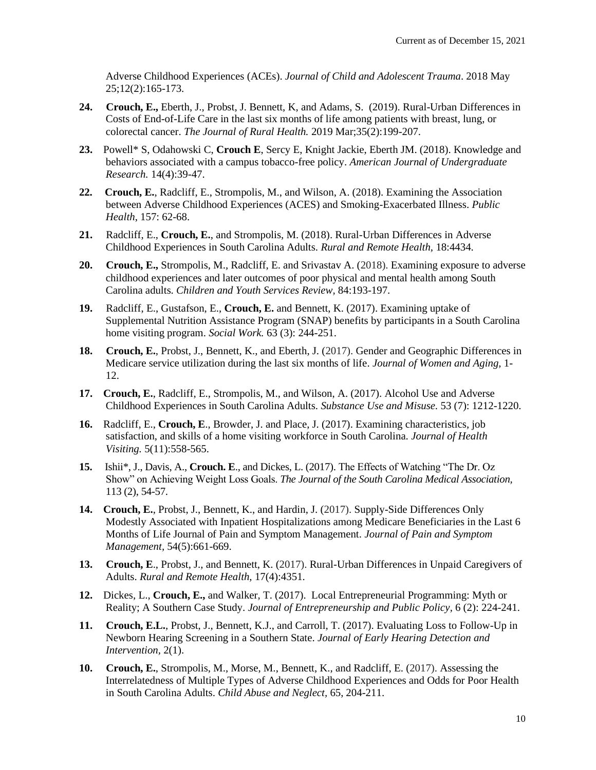Adverse Childhood Experiences (ACEs). *Journal of Child and Adolescent Trauma*. 2018 May 25;12(2):165-173.

**24.** **Crouch, E.,** Eberth, J., Probst, J. Bennett, K, and Adams, S. (2019). Rural-Urban Differences in Costs of End-of-Life Care in the last six months of life among patients with breast, lung, or colorectal cancer. *The Journal of Rural Health.* 2019 Mar;35(2):199-207.

**23.** Powell* S, Odahowski C, **Crouch E**, Sercy E, Knight Jackie, Eberth JM. (2018). Knowledge and behaviors associated with a campus tobacco-free policy. *American Journal of Undergraduate Research.* 14(4):39-47.

**22.** **Crouch, E.**, Radcliff, E., Strompolis, M., and Wilson, A. (2018). Examining the Association between Adverse Childhood Experiences (ACES) and Smoking-Exacerbated Illness. *Public Health*, 157: 62-68.

**21.** Radcliff, E., **Crouch, E.**, and Strompolis, M. (2018). Rural-Urban Differences in Adverse Childhood Experiences in South Carolina Adults. *Rural and Remote Health*, 18:4434.

**20.** **Crouch, E.,** Strompolis, M., Radcliff, E. and Srivastav A. (2018). Examining exposure to adverse childhood experiences and later outcomes of poor physical and mental health among South Carolina adults. *Children and Youth Services Review,* 84:193-197.

**19.** Radcliff, E., Gustafson, E., **Crouch, E.** and Bennett, K. (2017). Examining uptake of Supplemental Nutrition Assistance Program (SNAP) benefits by participants in a South Carolina home visiting program. *Social Work.* 63 (3): 244-251.

**18.** **Crouch, E.**, Probst, J., Bennett, K., and Eberth, J. (2017). Gender and Geographic Differences in Medicare service utilization during the last six months of life. *Journal of Women and Aging,* 1-12.

**17.** **Crouch, E.**, Radcliff, E., Strompolis, M., and Wilson, A. (2017). Alcohol Use and Adverse Childhood Experiences in South Carolina Adults. *Substance Use and Misuse.* 53 (7): 1212-1220.

**16.** Radcliff, E., **Crouch, E**., Browder, J. and Place, J. (2017). Examining characteristics, job satisfaction, and skills of a home visiting workforce in South Carolina. *Journal of Health Visiting.* 5(11):558-565.

**15.** Ishii*, J., Davis, A., **Crouch. E**., and Dickes, L. (2017). The Effects of Watching "The Dr. Oz Show" on Achieving Weight Loss Goals. *The Journal of the South Carolina Medical Association*, 113 (2), 54-57.

**14.** **Crouch, E.**, Probst, J., Bennett, K., and Hardin, J. (2017). Supply-Side Differences Only Modestly Associated with Inpatient Hospitalizations among Medicare Beneficiaries in the Last 6 Months of Life Journal of Pain and Symptom Management. *Journal of Pain and Symptom Management*, 54(5):661-669.

**13.** **Crouch, E**., Probst, J., and Bennett, K. (2017). Rural-Urban Differences in Unpaid Caregivers of Adults. *Rural and Remote Health,* 17(4):4351.

**12.** Dickes, L., **Crouch, E.,** and Walker, T. (2017). Local Entrepreneurial Programming: Myth or Reality; A Southern Case Study. *Journal of Entrepreneurship and Public Policy,* 6 (2): 224-241.

**11.** **Crouch, E.L.**, Probst, J., Bennett, K.J., and Carroll, T. (2017). Evaluating Loss to Follow-Up in Newborn Hearing Screening in a Southern State. *Journal of Early Hearing Detection and Intervention*, 2(1).

**10.** **Crouch, E.**, Strompolis, M., Morse, M., Bennett, K., and Radcliff, E. (2017). Assessing the Interrelatedness of Multiple Types of Adverse Childhood Experiences and Odds for Poor Health in South Carolina Adults. *Child Abuse and Neglect,* 65, 204-211.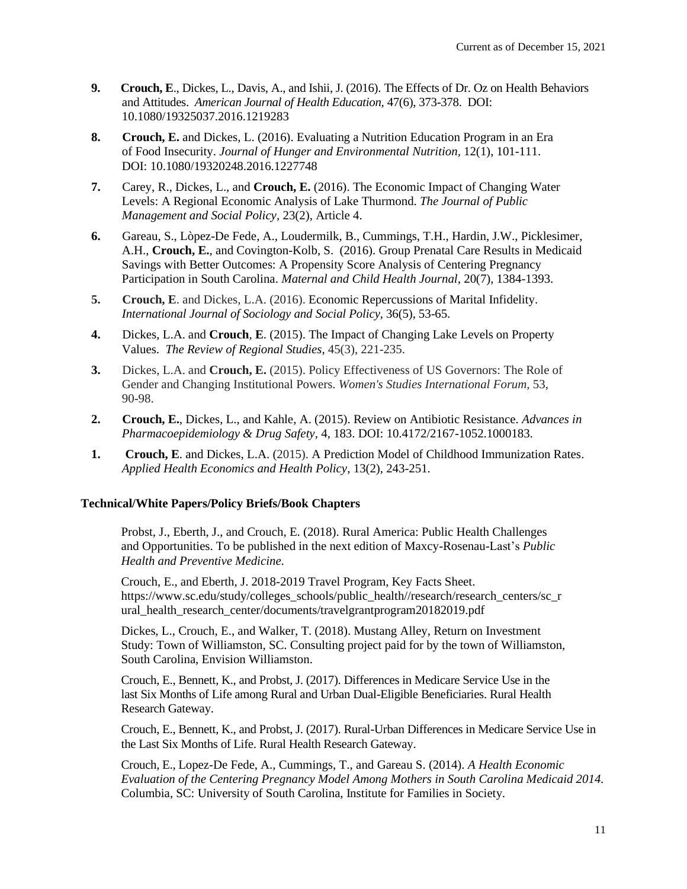**9.** **Crouch, E**., Dickes, L., Davis, A., and Ishii, J. (2016). The Effects of Dr. Oz on Health Behaviors and Attitudes. *American Journal of Health Education*, 47(6), 373-378. DOI: 10.1080/19325037.2016.1219283

**8.** **Crouch, E.** and Dickes, L. (2016). Evaluating a Nutrition Education Program in an Era of Food Insecurity. *Journal of Hunger and Environmental Nutrition*, 12(1), 101-111. DOI: 10.1080/19320248.2016.1227748

**7.** Carey, R., Dickes, L., and **Crouch, E.** (2016). The Economic Impact of Changing Water Levels: A Regional Economic Analysis of Lake Thurmond. *The Journal of Public Management and Social Policy,* 23(2), Article 4.

**6.** Gareau, S., Lòpez-De Fede, A., Loudermilk, B., Cummings, T.H., Hardin, J.W., Picklesimer, A.H., **Crouch, E.**, and Covington-Kolb, S. (2016). Group Prenatal Care Results in Medicaid Savings with Better Outcomes: A Propensity Score Analysis of Centering Pregnancy Participation in South Carolina. *Maternal and Child Health Journal,* 20(7), 1384-1393.

**5.** **Crouch, E**. and Dickes, L.A. (2016). Economic Repercussions of Marital Infidelity. *International Journal of Sociology and Social Policy,* 36(5), 53-65.

**4.** Dickes, L.A. and **Crouch**, **E**. (2015). The Impact of Changing Lake Levels on Property Values. *The Review of Regional Studies,* 45(3), 221-235.

**3.** Dickes, L.A. and **Crouch, E.** (2015). Policy Effectiveness of US Governors: The Role of Gender and Changing Institutional Powers. *Women's Studies International Forum,* 53, 90-98.

**2.** **Crouch, E.**, Dickes, L., and Kahle, A. (2015). Review on Antibiotic Resistance. *Advances in Pharmacoepidemiology & Drug Safety*, 4, 183. DOI: 10.4172/2167-1052.1000183.

**1.** **Crouch, E**. and Dickes, L.A. (2015). A Prediction Model of Childhood Immunization Rates. *Applied Health Economics and Health Policy*, 13(2), 243-251.

### Technical/White Papers/Policy Briefs/Book Chapters

Probst, J., Eberth, J., and Crouch, E. (2018). Rural America: Public Health Challenges and Opportunities. To be published in the next edition of Maxcy-Rosenau-Last's *Public Health and Preventive Medicine.*

Crouch, E., and Eberth, J. 2018-2019 Travel Program, Key Facts Sheet. https://www.sc.edu/study/colleges_schools/public_health//research/research_centers/sc_rural_health_research_center/documents/travelgrantprogram20182019.pdf

Dickes, L., Crouch, E., and Walker, T. (2018). Mustang Alley, Return on Investment Study: Town of Williamston, SC. Consulting project paid for by the town of Williamston, South Carolina, Envision Williamston.

Crouch, E., Bennett, K., and Probst, J. (2017). Differences in Medicare Service Use in the last Six Months of Life among Rural and Urban Dual-Eligible Beneficiaries. Rural Health Research Gateway.

Crouch, E., Bennett, K., and Probst, J. (2017). Rural-Urban Differences in Medicare Service Use in the Last Six Months of Life. Rural Health Research Gateway.

Crouch, E., Lopez-De Fede, A., Cummings, T., and Gareau S. (2014). *A Health Economic Evaluation of the Centering Pregnancy Model Among Mothers in South Carolina Medicaid 2014.* Columbia, SC: University of South Carolina, Institute for Families in Society.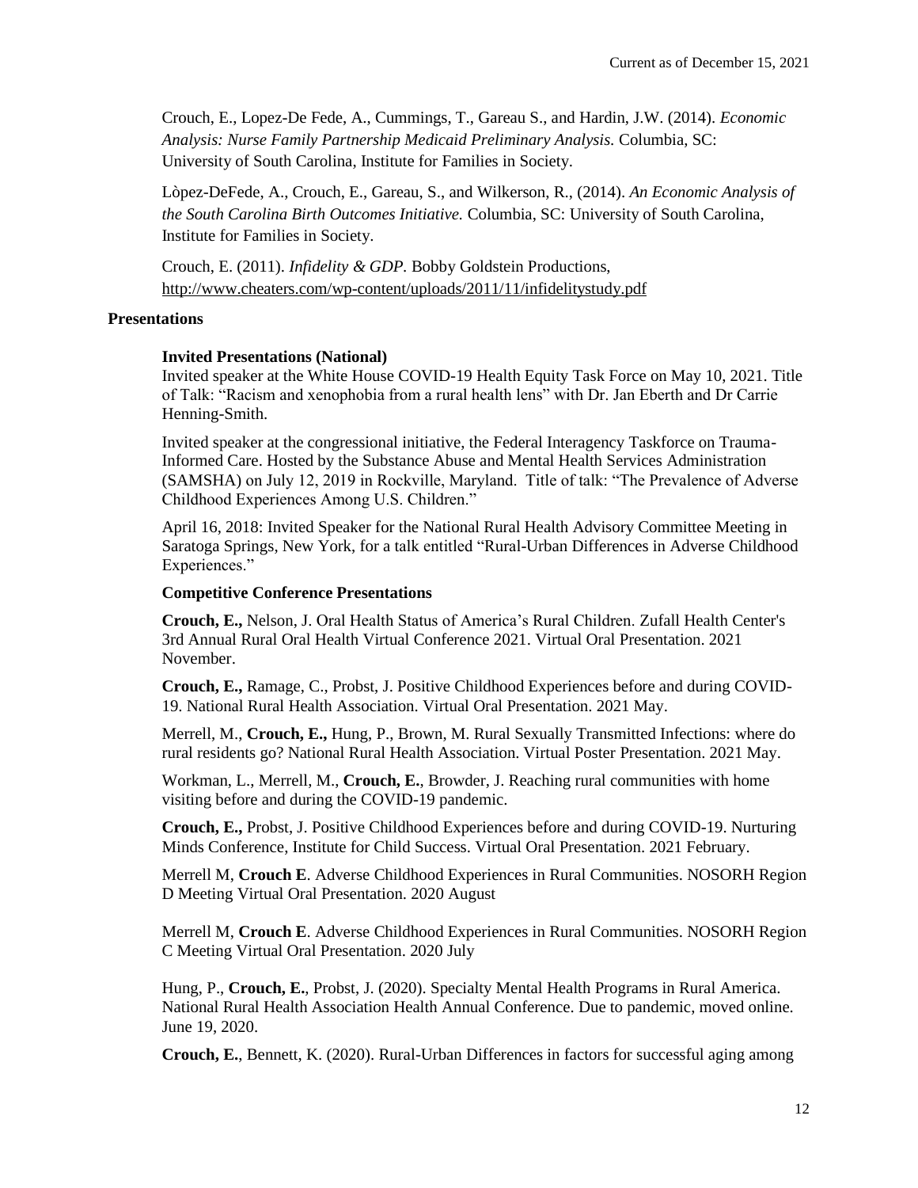Crouch, E., Lopez-De Fede, A., Cummings, T., Gareau S., and Hardin, J.W. (2014). *Economic Analysis: Nurse Family Partnership Medicaid Preliminary Analysis.* Columbia, SC: University of South Carolina, Institute for Families in Society.

Lòpez-DeFede, A., Crouch, E., Gareau, S., and Wilkerson, R., (2014). *An Economic Analysis of the South Carolina Birth Outcomes Initiative.* Columbia, SC: University of South Carolina, Institute for Families in Society.

Crouch, E. (2011). *Infidelity & GDP.* Bobby Goldstein Productions, http://www.cheaters.com/wp-content/uploads/2011/11/infidelitystudy.pdf

## Presentations

### Invited Presentations (National)

Invited speaker at the White House COVID-19 Health Equity Task Force on May 10, 2021. Title of Talk: "Racism and xenophobia from a rural health lens" with Dr. Jan Eberth and Dr Carrie Henning-Smith.

Invited speaker at the congressional initiative, the Federal Interagency Taskforce on Trauma-Informed Care. Hosted by the Substance Abuse and Mental Health Services Administration (SAMSHA) on July 12, 2019 in Rockville, Maryland. Title of talk: "The Prevalence of Adverse Childhood Experiences Among U.S. Children."

April 16, 2018: Invited Speaker for the National Rural Health Advisory Committee Meeting in Saratoga Springs, New York, for a talk entitled "Rural-Urban Differences in Adverse Childhood Experiences."

### Competitive Conference Presentations

**Crouch, E.,** Nelson, J. Oral Health Status of America's Rural Children. Zufall Health Center's 3rd Annual Rural Oral Health Virtual Conference 2021. Virtual Oral Presentation. 2021 November.

**Crouch, E.,** Ramage, C., Probst, J. Positive Childhood Experiences before and during COVID-19. National Rural Health Association. Virtual Oral Presentation. 2021 May.

Merrell, M., **Crouch, E.,** Hung, P., Brown, M. Rural Sexually Transmitted Infections: where do rural residents go? National Rural Health Association. Virtual Poster Presentation. 2021 May.

Workman, L., Merrell, M., **Crouch, E.**, Browder, J. Reaching rural communities with home visiting before and during the COVID-19 pandemic.

**Crouch, E.,** Probst, J. Positive Childhood Experiences before and during COVID-19. Nurturing Minds Conference, Institute for Child Success. Virtual Oral Presentation. 2021 February.

Merrell M, **Crouch E**. Adverse Childhood Experiences in Rural Communities. NOSORH Region D Meeting Virtual Oral Presentation. 2020 August

Merrell M, **Crouch E**. Adverse Childhood Experiences in Rural Communities. NOSORH Region C Meeting Virtual Oral Presentation. 2020 July

Hung, P., **Crouch, E.**, Probst, J. (2020). Specialty Mental Health Programs in Rural America. National Rural Health Association Health Annual Conference. Due to pandemic, moved online. June 19, 2020.

**Crouch, E.**, Bennett, K. (2020). Rural-Urban Differences in factors for successful aging among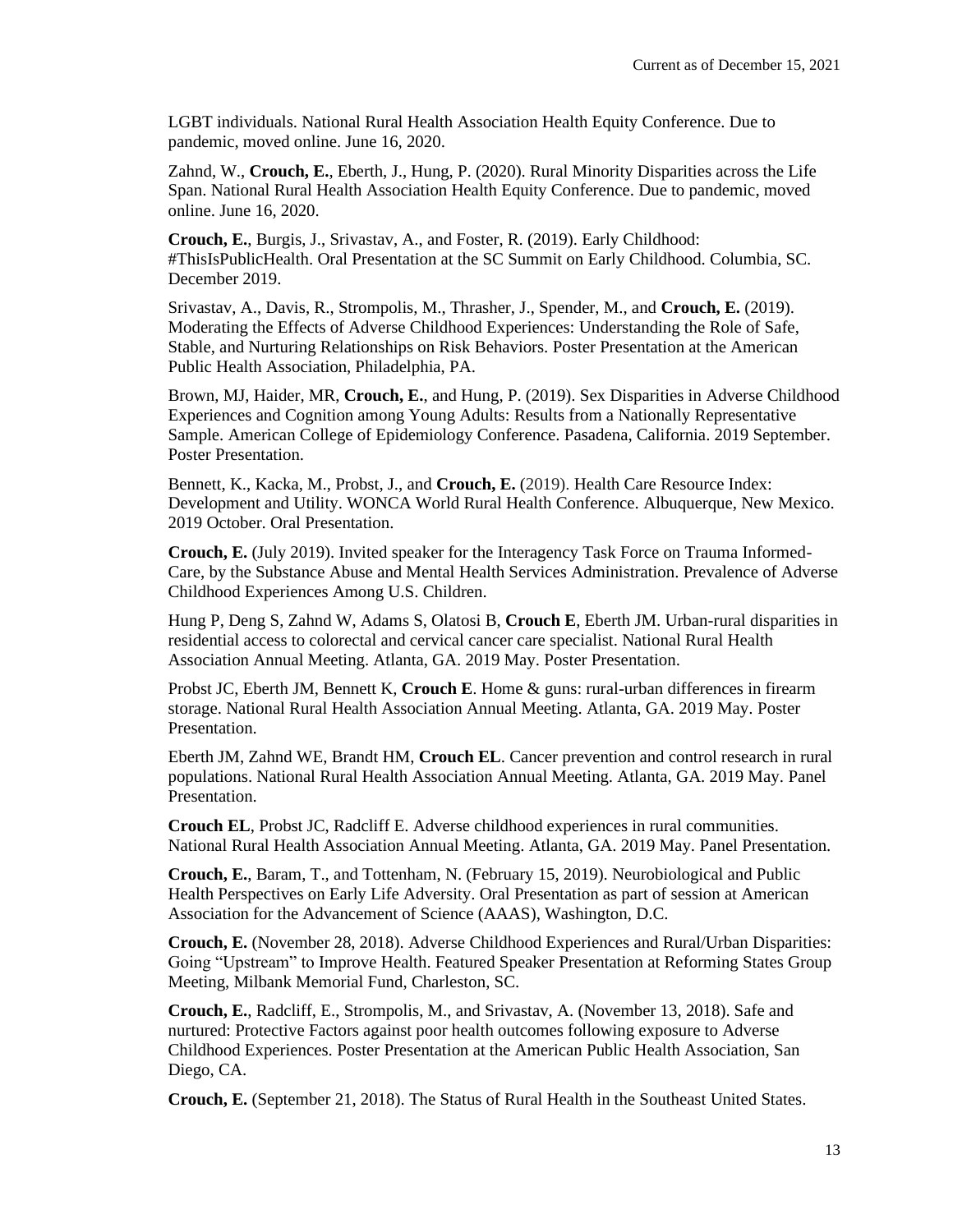LGBT individuals. National Rural Health Association Health Equity Conference. Due to pandemic, moved online. June 16, 2020.

Zahnd, W., **Crouch, E.**, Eberth, J., Hung, P. (2020). Rural Minority Disparities across the Life Span. National Rural Health Association Health Equity Conference. Due to pandemic, moved online. June 16, 2020.

**Crouch, E.**, Burgis, J., Srivastav, A., and Foster, R. (2019). Early Childhood: #ThisIsPublicHealth. Oral Presentation at the SC Summit on Early Childhood. Columbia, SC. December 2019.

Srivastav, A., Davis, R., Strompolis, M., Thrasher, J., Spender, M., and **Crouch, E.** (2019). Moderating the Effects of Adverse Childhood Experiences: Understanding the Role of Safe, Stable, and Nurturing Relationships on Risk Behaviors. Poster Presentation at the American Public Health Association, Philadelphia, PA.

Brown, MJ, Haider, MR, **Crouch, E.**, and Hung, P. (2019). Sex Disparities in Adverse Childhood Experiences and Cognition among Young Adults: Results from a Nationally Representative Sample. American College of Epidemiology Conference. Pasadena, California. 2019 September. Poster Presentation.

Bennett, K., Kacka, M., Probst, J., and **Crouch, E.** (2019). Health Care Resource Index: Development and Utility. WONCA World Rural Health Conference. Albuquerque, New Mexico. 2019 October. Oral Presentation.

**Crouch, E.** (July 2019). Invited speaker for the Interagency Task Force on Trauma Informed-Care, by the Substance Abuse and Mental Health Services Administration. Prevalence of Adverse Childhood Experiences Among U.S. Children.

Hung P, Deng S, Zahnd W, Adams S, Olatosi B, **Crouch E**, Eberth JM. Urban-rural disparities in residential access to colorectal and cervical cancer care specialist. National Rural Health Association Annual Meeting. Atlanta, GA. 2019 May. Poster Presentation.

Probst JC, Eberth JM, Bennett K, **Crouch E**. Home & guns: rural-urban differences in firearm storage. National Rural Health Association Annual Meeting. Atlanta, GA. 2019 May. Poster Presentation.

Eberth JM, Zahnd WE, Brandt HM, **Crouch EL**. Cancer prevention and control research in rural populations. National Rural Health Association Annual Meeting. Atlanta, GA. 2019 May. Panel Presentation.

**Crouch EL**, Probst JC, Radcliff E. Adverse childhood experiences in rural communities. National Rural Health Association Annual Meeting. Atlanta, GA. 2019 May. Panel Presentation.

**Crouch, E.**, Baram, T., and Tottenham, N. (February 15, 2019). Neurobiological and Public Health Perspectives on Early Life Adversity. Oral Presentation as part of session at American Association for the Advancement of Science (AAAS), Washington, D.C.

**Crouch, E.** (November 28, 2018). Adverse Childhood Experiences and Rural/Urban Disparities: Going "Upstream" to Improve Health. Featured Speaker Presentation at Reforming States Group Meeting, Milbank Memorial Fund, Charleston, SC.

**Crouch, E.**, Radcliff, E., Strompolis, M., and Srivastav, A. (November 13, 2018). Safe and nurtured: Protective Factors against poor health outcomes following exposure to Adverse Childhood Experiences. Poster Presentation at the American Public Health Association, San Diego, CA.

**Crouch, E.** (September 21, 2018). The Status of Rural Health in the Southeast United States.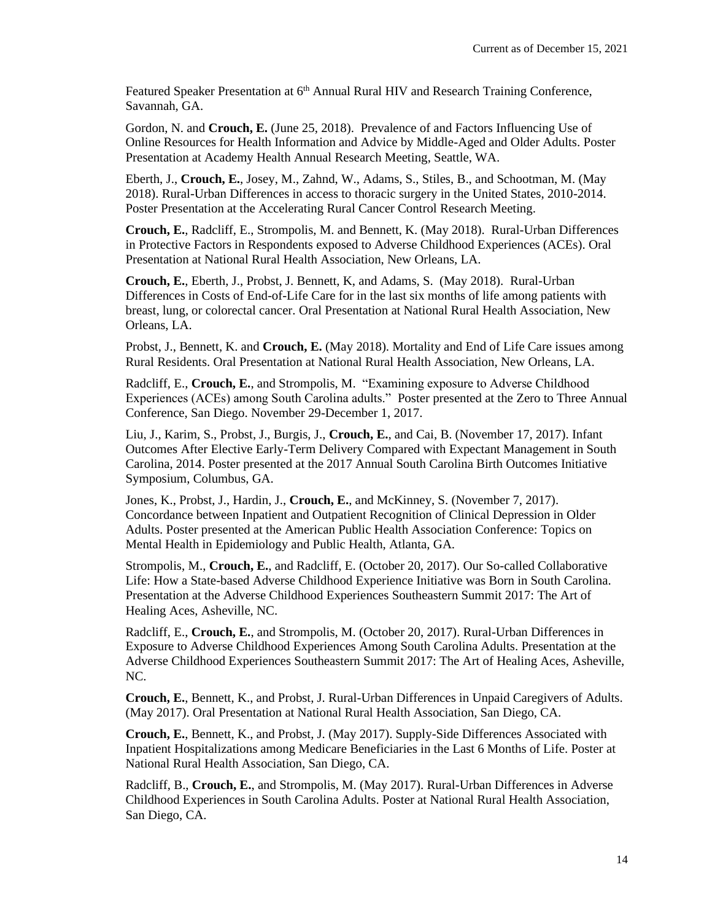Featured Speaker Presentation at 6th Annual Rural HIV and Research Training Conference, Savannah, GA.

Gordon, N. and **Crouch, E.** (June 25, 2018). Prevalence of and Factors Influencing Use of Online Resources for Health Information and Advice by Middle-Aged and Older Adults. Poster Presentation at Academy Health Annual Research Meeting, Seattle, WA.

Eberth, J., **Crouch, E.**, Josey, M., Zahnd, W., Adams, S., Stiles, B., and Schootman, M. (May 2018). Rural-Urban Differences in access to thoracic surgery in the United States, 2010-2014. Poster Presentation at the Accelerating Rural Cancer Control Research Meeting.

**Crouch, E.**, Radcliff, E., Strompolis, M. and Bennett, K. (May 2018). Rural-Urban Differences in Protective Factors in Respondents exposed to Adverse Childhood Experiences (ACEs). Oral Presentation at National Rural Health Association, New Orleans, LA.

**Crouch, E.**, Eberth, J., Probst, J. Bennett, K, and Adams, S. (May 2018). Rural-Urban Differences in Costs of End-of-Life Care for in the last six months of life among patients with breast, lung, or colorectal cancer. Oral Presentation at National Rural Health Association, New Orleans, LA.

Probst, J., Bennett, K. and **Crouch, E.** (May 2018). Mortality and End of Life Care issues among Rural Residents. Oral Presentation at National Rural Health Association, New Orleans, LA.

Radcliff, E., **Crouch, E.**, and Strompolis, M. "Examining exposure to Adverse Childhood Experiences (ACEs) among South Carolina adults." Poster presented at the Zero to Three Annual Conference, San Diego. November 29-December 1, 2017.

Liu, J., Karim, S., Probst, J., Burgis, J., **Crouch, E.**, and Cai, B. (November 17, 2017). Infant Outcomes After Elective Early-Term Delivery Compared with Expectant Management in South Carolina, 2014. Poster presented at the 2017 Annual South Carolina Birth Outcomes Initiative Symposium, Columbus, GA.

Jones, K., Probst, J., Hardin, J., **Crouch, E.**, and McKinney, S. (November 7, 2017). Concordance between Inpatient and Outpatient Recognition of Clinical Depression in Older Adults. Poster presented at the American Public Health Association Conference: Topics on Mental Health in Epidemiology and Public Health, Atlanta, GA.

Strompolis, M., **Crouch, E.**, and Radcliff, E. (October 20, 2017). Our So-called Collaborative Life: How a State-based Adverse Childhood Experience Initiative was Born in South Carolina. Presentation at the Adverse Childhood Experiences Southeastern Summit 2017: The Art of Healing Aces, Asheville, NC.

Radcliff, E., **Crouch, E.**, and Strompolis, M. (October 20, 2017). Rural-Urban Differences in Exposure to Adverse Childhood Experiences Among South Carolina Adults. Presentation at the Adverse Childhood Experiences Southeastern Summit 2017: The Art of Healing Aces, Asheville, NC.

**Crouch, E.**, Bennett, K., and Probst, J. Rural-Urban Differences in Unpaid Caregivers of Adults. (May 2017). Oral Presentation at National Rural Health Association, San Diego, CA.

**Crouch, E.**, Bennett, K., and Probst, J. (May 2017). Supply-Side Differences Associated with Inpatient Hospitalizations among Medicare Beneficiaries in the Last 6 Months of Life. Poster at National Rural Health Association, San Diego, CA.

Radcliff, B., **Crouch, E.**, and Strompolis, M. (May 2017). Rural-Urban Differences in Adverse Childhood Experiences in South Carolina Adults. Poster at National Rural Health Association, San Diego, CA.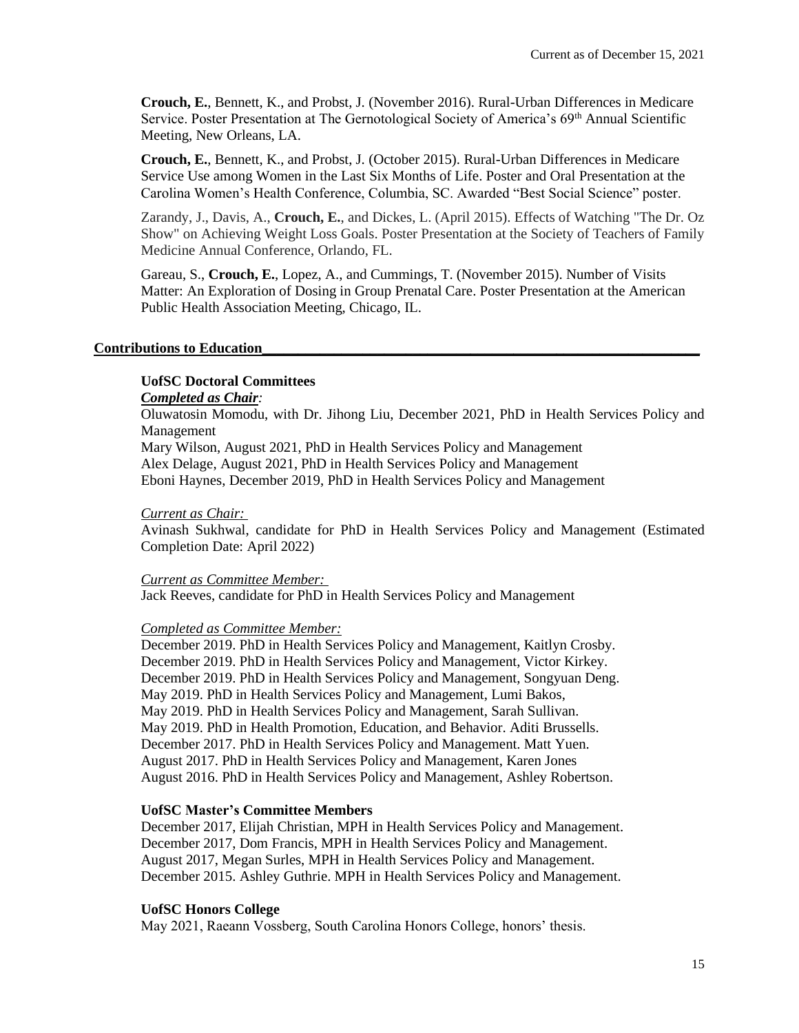**Crouch, E.**, Bennett, K., and Probst, J. (November 2016). Rural-Urban Differences in Medicare Service. Poster Presentation at The Gernotological Society of America's 69th Annual Scientific Meeting, New Orleans, LA.

**Crouch, E.**, Bennett, K., and Probst, J. (October 2015). Rural-Urban Differences in Medicare Service Use among Women in the Last Six Months of Life. Poster and Oral Presentation at the Carolina Women's Health Conference, Columbia, SC. Awarded "Best Social Science" poster.

Zarandy, J., Davis, A., **Crouch, E.**, and Dickes, L. (April 2015). Effects of Watching "The Dr. Oz Show" on Achieving Weight Loss Goals. Poster Presentation at the Society of Teachers of Family Medicine Annual Conference, Orlando, FL.

Gareau, S., **Crouch, E.**, Lopez, A., and Cummings, T. (November 2015). Number of Visits Matter: An Exploration of Dosing in Group Prenatal Care. Poster Presentation at the American Public Health Association Meeting, Chicago, IL.

## Contributions to Education

### UofSC Doctoral Committees

***Completed as Chair:***

Oluwatosin Momodu, with Dr. Jihong Liu, December 2021, PhD in Health Services Policy and Management
Mary Wilson, August 2021, PhD in Health Services Policy and Management
Alex Delage, August 2021, PhD in Health Services Policy and Management
Eboni Haynes, December 2019, PhD in Health Services Policy and Management

*Current as Chair:*

Avinash Sukhwal, candidate for PhD in Health Services Policy and Management (Estimated Completion Date: April 2022)

*Current as Committee Member:*

Jack Reeves, candidate for PhD in Health Services Policy and Management

*Completed as Committee Member:*

December 2019. PhD in Health Services Policy and Management, Kaitlyn Crosby.
December 2019. PhD in Health Services Policy and Management, Victor Kirkey.
December 2019. PhD in Health Services Policy and Management, Songyuan Deng.
May 2019. PhD in Health Services Policy and Management, Lumi Bakos,
May 2019. PhD in Health Services Policy and Management, Sarah Sullivan.
May 2019. PhD in Health Promotion, Education, and Behavior. Aditi Brussells.
December 2017. PhD in Health Services Policy and Management. Matt Yuen.
August 2017. PhD in Health Services Policy and Management, Karen Jones
August 2016. PhD in Health Services Policy and Management, Ashley Robertson.

### UofSC Master's Committee Members

December 2017, Elijah Christian, MPH in Health Services Policy and Management.
December 2017, Dom Francis, MPH in Health Services Policy and Management.
August 2017, Megan Surles, MPH in Health Services Policy and Management.
December 2015. Ashley Guthrie. MPH in Health Services Policy and Management.

### UofSC Honors College

May 2021, Raeann Vossberg, South Carolina Honors College, honors' thesis.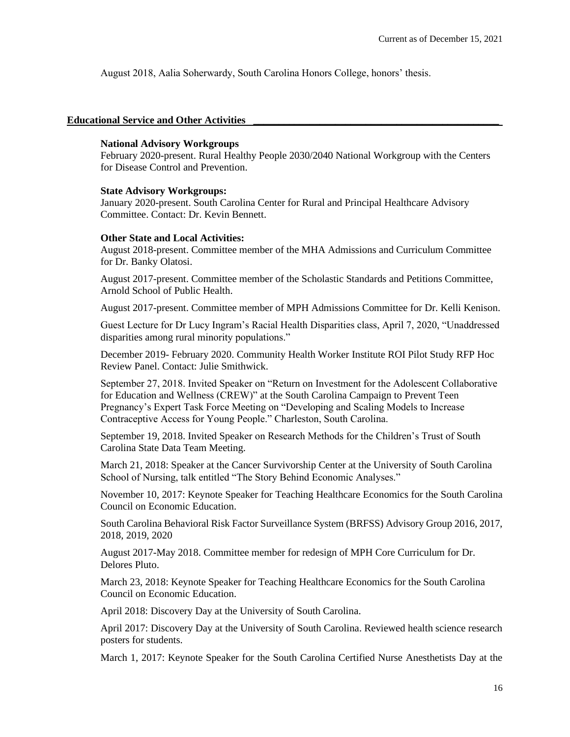August 2018, Aalia Soherwardy, South Carolina Honors College, honors' thesis.

## Educational Service and Other Activities

**National Advisory Workgroups**

February 2020-present. Rural Healthy People 2030/2040 National Workgroup with the Centers for Disease Control and Prevention.

**State Advisory Workgroups:**

January 2020-present. South Carolina Center for Rural and Principal Healthcare Advisory Committee. Contact: Dr. Kevin Bennett.

**Other State and Local Activities:**

August 2018-present. Committee member of the MHA Admissions and Curriculum Committee for Dr. Banky Olatosi.

August 2017-present. Committee member of the Scholastic Standards and Petitions Committee, Arnold School of Public Health.

August 2017-present. Committee member of MPH Admissions Committee for Dr. Kelli Kenison.

Guest Lecture for Dr Lucy Ingram's Racial Health Disparities class, April 7, 2020, "Unaddressed disparities among rural minority populations."

December 2019- February 2020. Community Health Worker Institute ROI Pilot Study RFP Hoc Review Panel. Contact: Julie Smithwick.

September 27, 2018. Invited Speaker on "Return on Investment for the Adolescent Collaborative for Education and Wellness (CREW)" at the South Carolina Campaign to Prevent Teen Pregnancy's Expert Task Force Meeting on "Developing and Scaling Models to Increase Contraceptive Access for Young People." Charleston, South Carolina.

September 19, 2018. Invited Speaker on Research Methods for the Children's Trust of South Carolina State Data Team Meeting.

March 21, 2018: Speaker at the Cancer Survivorship Center at the University of South Carolina School of Nursing, talk entitled "The Story Behind Economic Analyses."

November 10, 2017: Keynote Speaker for Teaching Healthcare Economics for the South Carolina Council on Economic Education.

South Carolina Behavioral Risk Factor Surveillance System (BRFSS) Advisory Group 2016, 2017, 2018, 2019, 2020

August 2017-May 2018. Committee member for redesign of MPH Core Curriculum for Dr. Delores Pluto.

March 23, 2018: Keynote Speaker for Teaching Healthcare Economics for the South Carolina Council on Economic Education.

April 2018: Discovery Day at the University of South Carolina.

April 2017: Discovery Day at the University of South Carolina. Reviewed health science research posters for students.

March 1, 2017: Keynote Speaker for the South Carolina Certified Nurse Anesthetists Day at the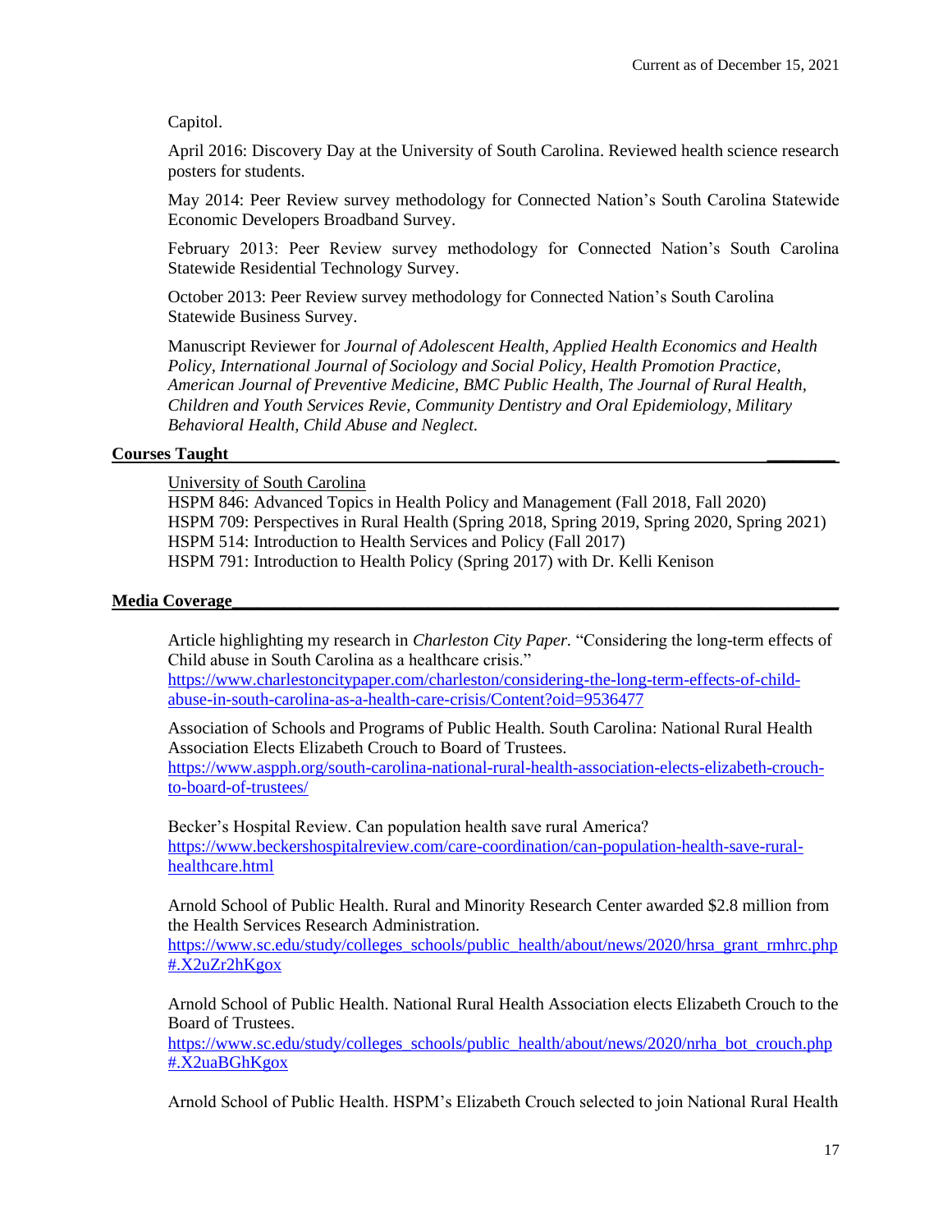Capitol.

April 2016: Discovery Day at the University of South Carolina. Reviewed health science research posters for students.

May 2014: Peer Review survey methodology for Connected Nation's South Carolina Statewide Economic Developers Broadband Survey.

February 2013: Peer Review survey methodology for Connected Nation's South Carolina Statewide Residential Technology Survey.

October 2013: Peer Review survey methodology for Connected Nation's South Carolina Statewide Business Survey.

Manuscript Reviewer for *Journal of Adolescent Health, Applied Health Economics and Health Policy, International Journal of Sociology and Social Policy, Health Promotion Practice, American Journal of Preventive Medicine, BMC Public Health, The Journal of Rural Health, Children and Youth Services Revie, Community Dentistry and Oral Epidemiology, Military Behavioral Health, Child Abuse and Neglect.*

## Courses Taught

<u>University of South Carolina</u>
HSPM 846: Advanced Topics in Health Policy and Management (Fall 2018, Fall 2020)
HSPM 709: Perspectives in Rural Health (Spring 2018, Spring 2019, Spring 2020, Spring 2021)
HSPM 514: Introduction to Health Services and Policy (Fall 2017)
HSPM 791: Introduction to Health Policy (Spring 2017) with Dr. Kelli Kenison

## Media Coverage

Article highlighting my research in *Charleston City Paper*. "Considering the long-term effects of Child abuse in South Carolina as a healthcare crisis."
https://www.charlestoncitypaper.com/charleston/considering-the-long-term-effects-of-child-abuse-in-south-carolina-as-a-health-care-crisis/Content?oid=9536477

Association of Schools and Programs of Public Health. South Carolina: National Rural Health Association Elects Elizabeth Crouch to Board of Trustees.
https://www.aspph.org/south-carolina-national-rural-health-association-elects-elizabeth-crouch-to-board-of-trustees/

Becker's Hospital Review. Can population health save rural America?
https://www.beckershospitalreview.com/care-coordination/can-population-health-save-rural-healthcare.html

Arnold School of Public Health. Rural and Minority Research Center awarded $2.8 million from the Health Services Research Administration.
https://www.sc.edu/study/colleges_schools/public_health/about/news/2020/hrsa_grant_rmhrc.php#.X2uZr2hKgox

Arnold School of Public Health. National Rural Health Association elects Elizabeth Crouch to the Board of Trustees.
https://www.sc.edu/study/colleges_schools/public_health/about/news/2020/nrha_bot_crouch.php#.X2uaBGhKgox

Arnold School of Public Health. HSPM's Elizabeth Crouch selected to join National Rural Health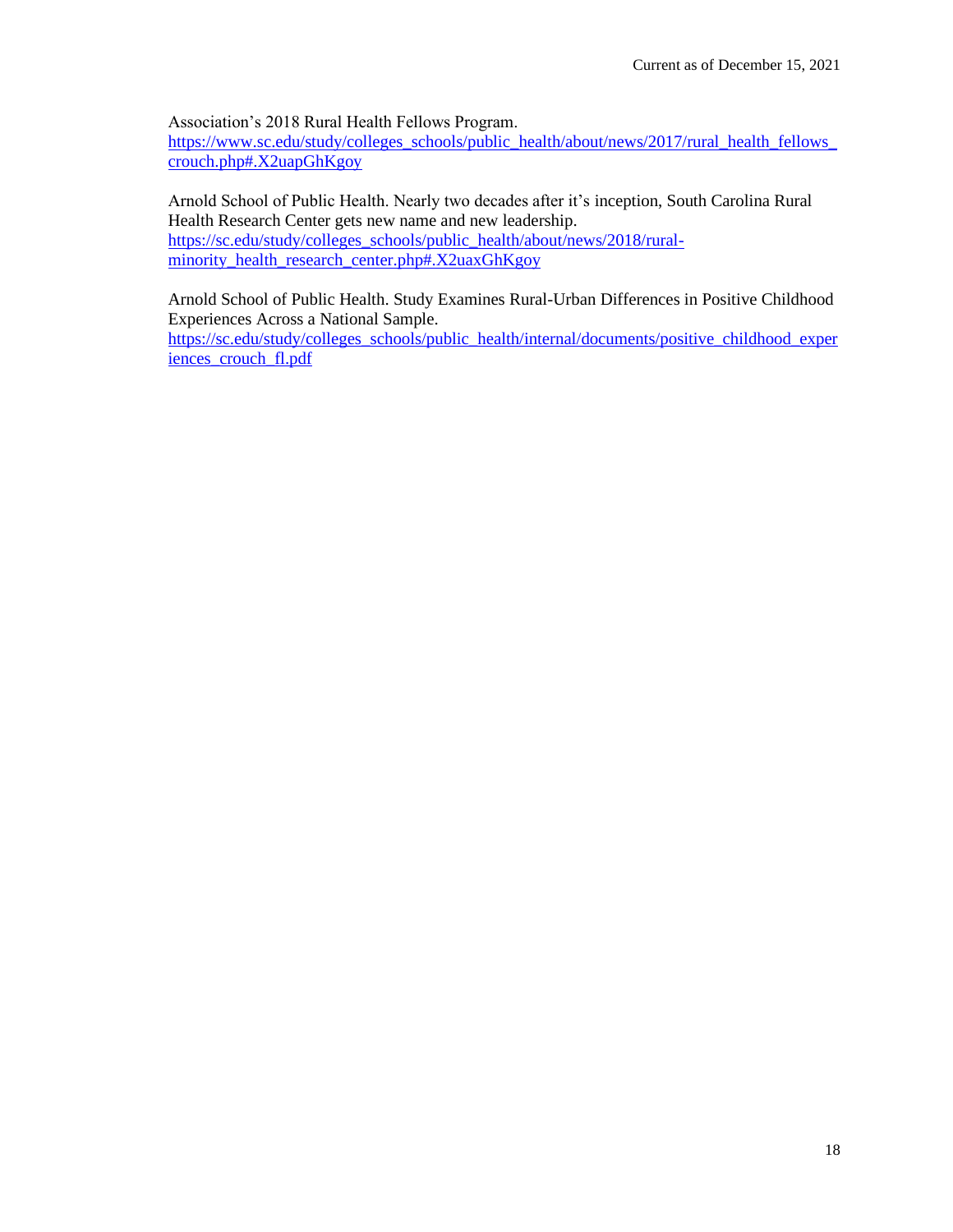Association's 2018 Rural Health Fellows Program.
https://www.sc.edu/study/colleges_schools/public_health/about/news/2017/rural_health_fellows_crouch.php#.X2uapGhKgoy

Arnold School of Public Health. Nearly two decades after it's inception, South Carolina Rural Health Research Center gets new name and new leadership.
https://sc.edu/study/colleges_schools/public_health/about/news/2018/rural-minority_health_research_center.php#.X2uaxGhKgoy

Arnold School of Public Health. Study Examines Rural-Urban Differences in Positive Childhood Experiences Across a National Sample.
https://sc.edu/study/colleges_schools/public_health/internal/documents/positive_childhood_experiences_crouch_fl.pdf